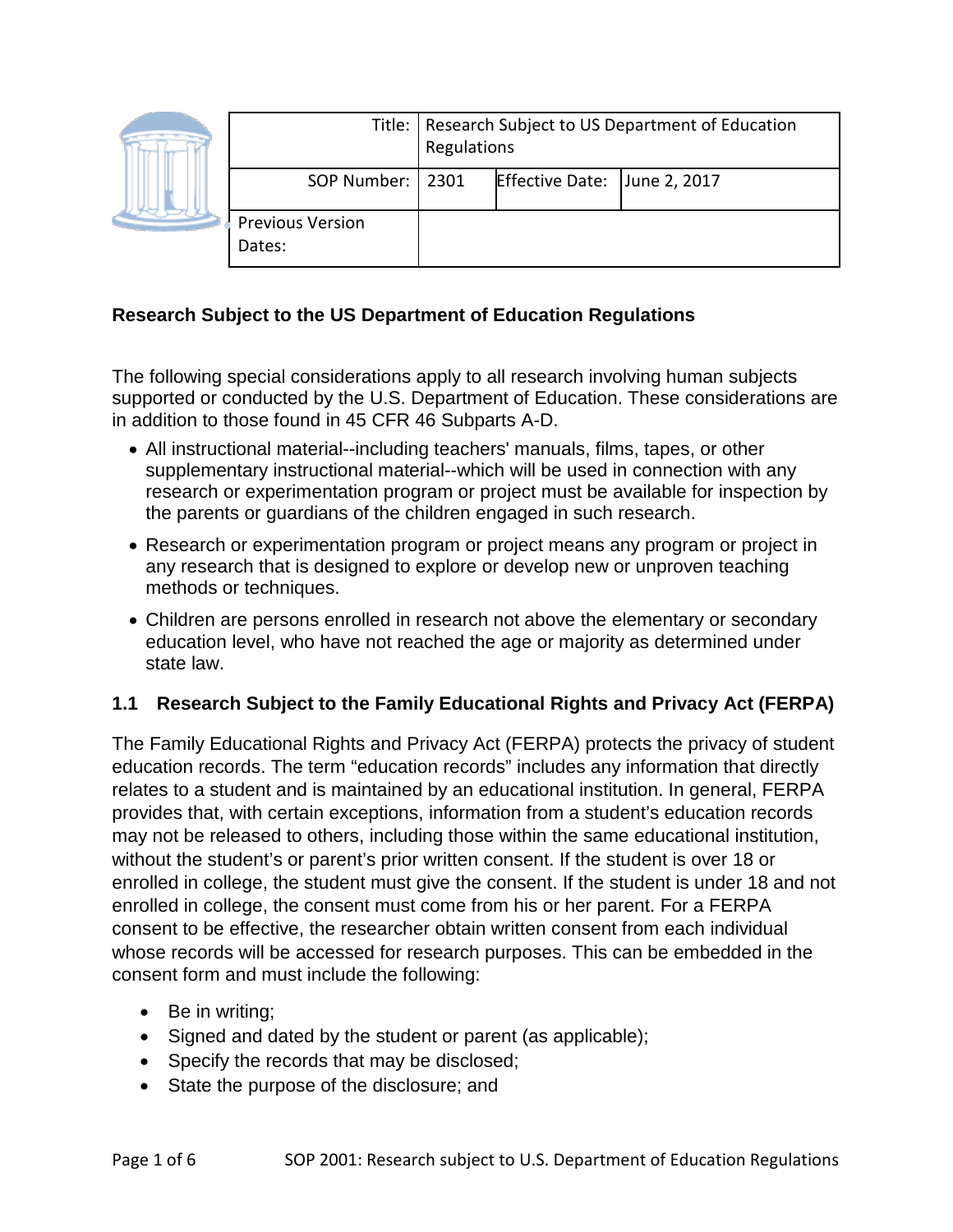| Title: | Research Subject to US Department of Education Regulations | | |
|---|---|---|---|
| SOP Number: | 2301 | Effective Date: | June 2, 2017 |
| Previous Version Dates: | | | |

## Research Subject to the US Department of Education Regulations

The following special considerations apply to all research involving human subjects supported or conducted by the U.S. Department of Education. These considerations are in addition to those found in 45 CFR 46 Subparts A-D.

- All instructional material--including teachers' manuals, films, tapes, or other supplementary instructional material--which will be used in connection with any research or experimentation program or project must be available for inspection by the parents or guardians of the children engaged in such research.
- Research or experimentation program or project means any program or project in any research that is designed to explore or develop new or unproven teaching methods or techniques.
- Children are persons enrolled in research not above the elementary or secondary education level, who have not reached the age or majority as determined under state law.

### 1.1 Research Subject to the Family Educational Rights and Privacy Act (FERPA)

The Family Educational Rights and Privacy Act (FERPA) protects the privacy of student education records. The term "education records" includes any information that directly relates to a student and is maintained by an educational institution. In general, FERPA provides that, with certain exceptions, information from a student's education records may not be released to others, including those within the same educational institution, without the student's or parent's prior written consent. If the student is over 18 or enrolled in college, the student must give the consent. If the student is under 18 and not enrolled in college, the consent must come from his or her parent. For a FERPA consent to be effective, the researcher obtain written consent from each individual whose records will be accessed for research purposes. This can be embedded in the consent form and must include the following:

- Be in writing;
- Signed and dated by the student or parent (as applicable);
- Specify the records that may be disclosed;
- State the purpose of the disclosure; and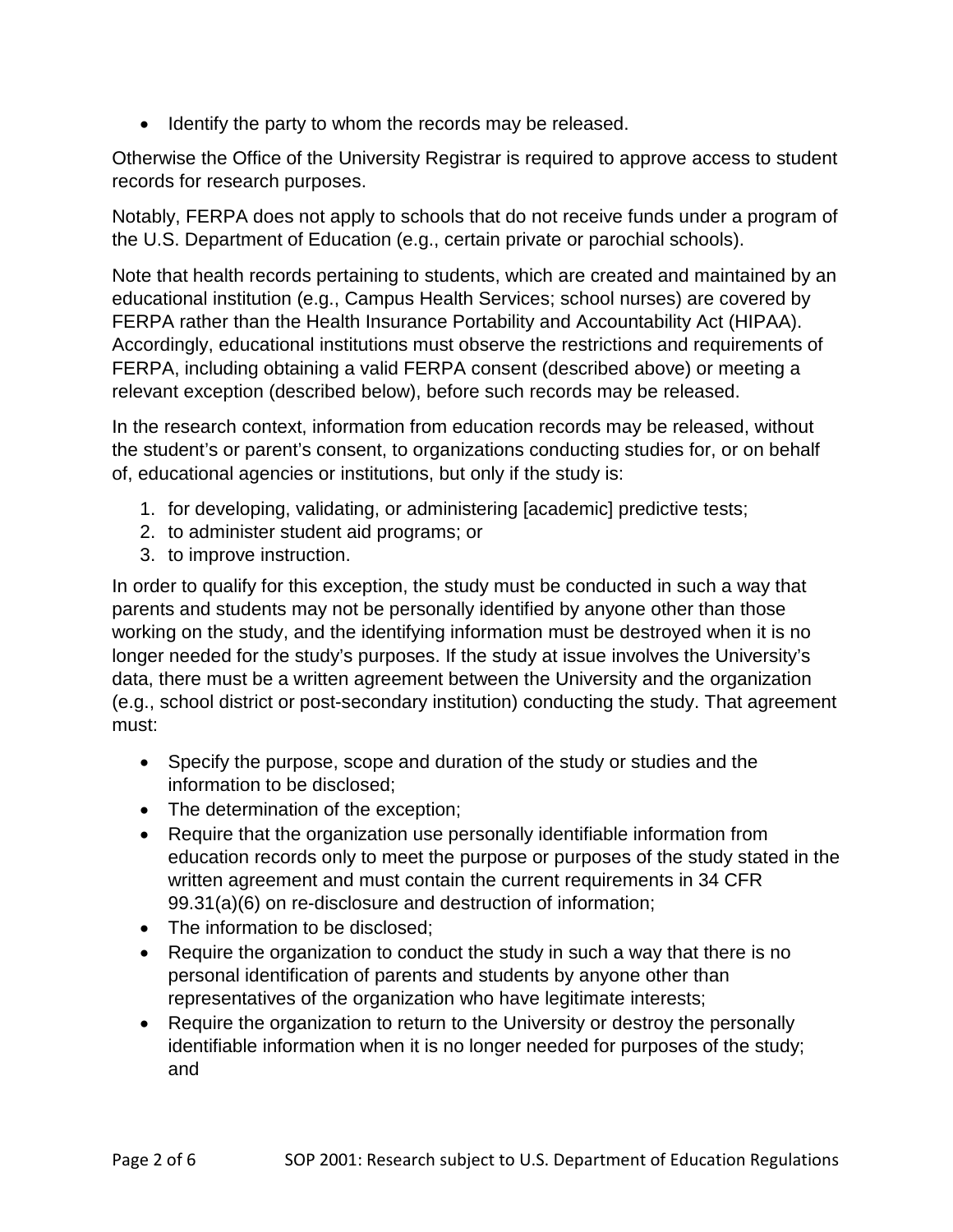- Identify the party to whom the records may be released.

Otherwise the Office of the University Registrar is required to approve access to student records for research purposes.

Notably, FERPA does not apply to schools that do not receive funds under a program of the U.S. Department of Education (e.g., certain private or parochial schools).

Note that health records pertaining to students, which are created and maintained by an educational institution (e.g., Campus Health Services; school nurses) are covered by FERPA rather than the Health Insurance Portability and Accountability Act (HIPAA). Accordingly, educational institutions must observe the restrictions and requirements of FERPA, including obtaining a valid FERPA consent (described above) or meeting a relevant exception (described below), before such records may be released.

In the research context, information from education records may be released, without the student's or parent's consent, to organizations conducting studies for, or on behalf of, educational agencies or institutions, but only if the study is:

1. for developing, validating, or administering [academic] predictive tests;
2. to administer student aid programs; or
3. to improve instruction.

In order to qualify for this exception, the study must be conducted in such a way that parents and students may not be personally identified by anyone other than those working on the study, and the identifying information must be destroyed when it is no longer needed for the study's purposes. If the study at issue involves the University's data, there must be a written agreement between the University and the organization (e.g., school district or post-secondary institution) conducting the study. That agreement must:

- Specify the purpose, scope and duration of the study or studies and the information to be disclosed;
- The determination of the exception;
- Require that the organization use personally identifiable information from education records only to meet the purpose or purposes of the study stated in the written agreement and must contain the current requirements in 34 CFR 99.31(a)(6) on re-disclosure and destruction of information;
- The information to be disclosed;
- Require the organization to conduct the study in such a way that there is no personal identification of parents and students by anyone other than representatives of the organization who have legitimate interests;
- Require the organization to return to the University or destroy the personally identifiable information when it is no longer needed for purposes of the study; and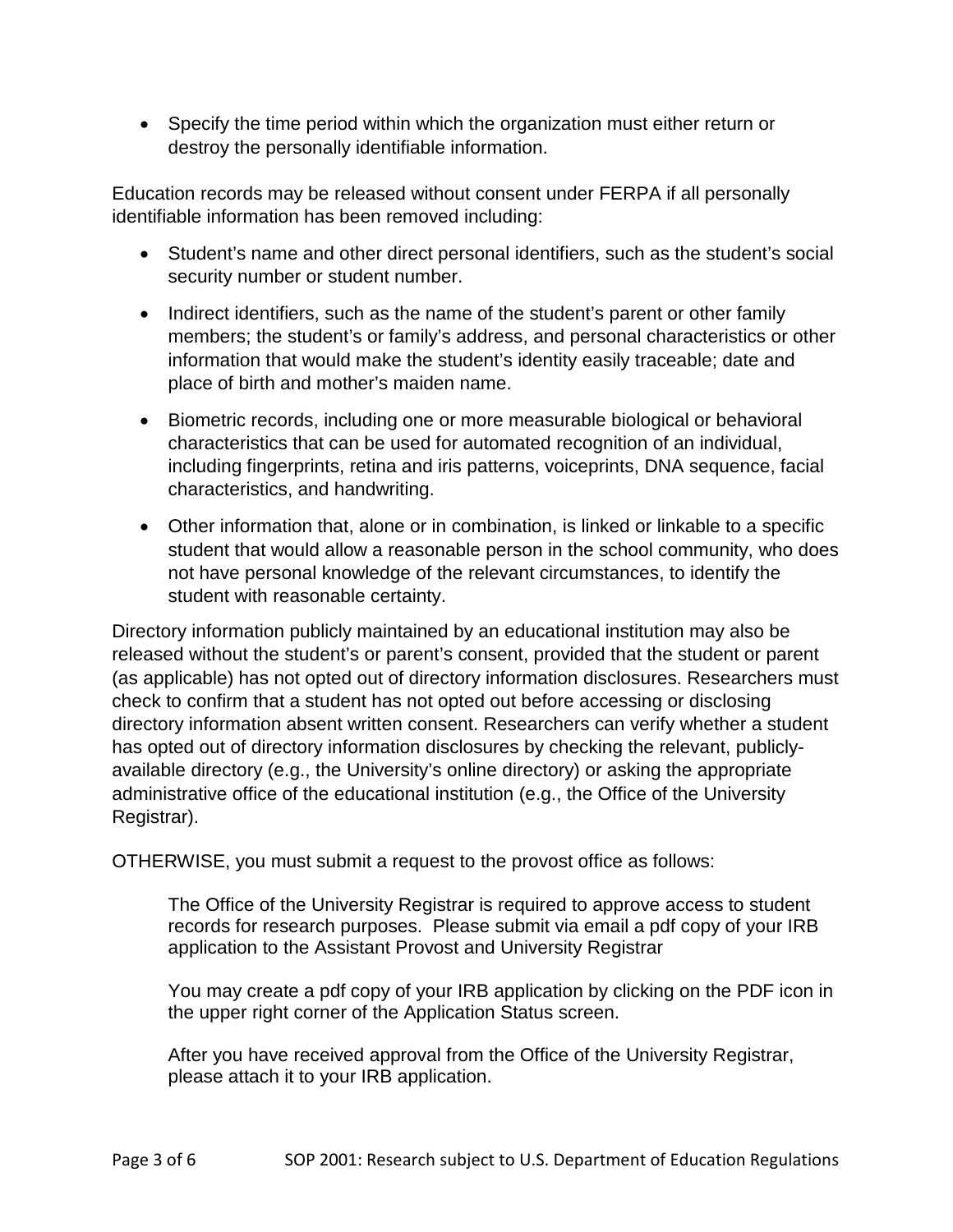- Specify the time period within which the organization must either return or destroy the personally identifiable information.

Education records may be released without consent under FERPA if all personally identifiable information has been removed including:

- Student's name and other direct personal identifiers, such as the student's social security number or student number.
- Indirect identifiers, such as the name of the student's parent or other family members; the student's or family's address, and personal characteristics or other information that would make the student's identity easily traceable; date and place of birth and mother's maiden name.
- Biometric records, including one or more measurable biological or behavioral characteristics that can be used for automated recognition of an individual, including fingerprints, retina and iris patterns, voiceprints, DNA sequence, facial characteristics, and handwriting.
- Other information that, alone or in combination, is linked or linkable to a specific student that would allow a reasonable person in the school community, who does not have personal knowledge of the relevant circumstances, to identify the student with reasonable certainty.

Directory information publicly maintained by an educational institution may also be released without the student's or parent's consent, provided that the student or parent (as applicable) has not opted out of directory information disclosures. Researchers must check to confirm that a student has not opted out before accessing or disclosing directory information absent written consent. Researchers can verify whether a student has opted out of directory information disclosures by checking the relevant, publicly-available directory (e.g., the University's online directory) or asking the appropriate administrative office of the educational institution (e.g., the Office of the University Registrar).

OTHERWISE, you must submit a request to the provost office as follows:

> The Office of the University Registrar is required to approve access to student records for research purposes. Please submit via email a pdf copy of your IRB application to the Assistant Provost and University Registrar
>
> You may create a pdf copy of your IRB application by clicking on the PDF icon in the upper right corner of the Application Status screen.
>
> After you have received approval from the Office of the University Registrar, please attach it to your IRB application.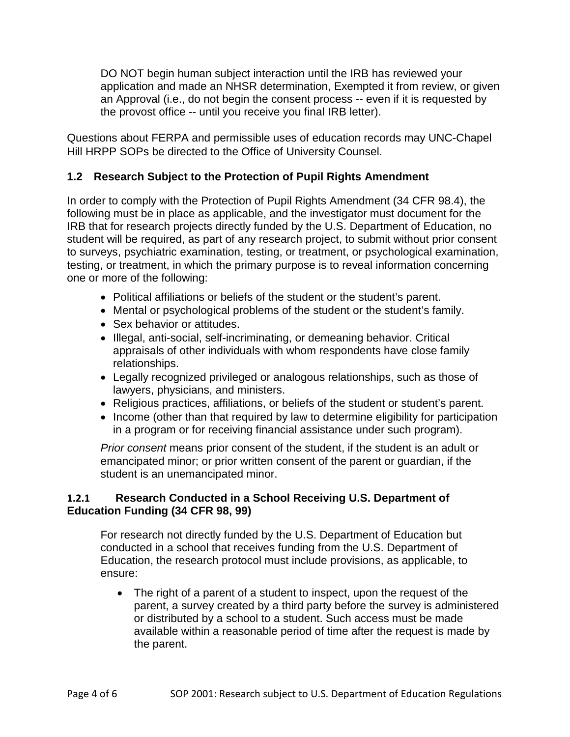DO NOT begin human subject interaction until the IRB has reviewed your application and made an NHSR determination, Exempted it from review, or given an Approval (i.e., do not begin the consent process -- even if it is requested by the provost office -- until you receive you final IRB letter).

Questions about FERPA and permissible uses of education records may UNC-Chapel Hill HRPP SOPs be directed to the Office of University Counsel.

## 1.2 Research Subject to the Protection of Pupil Rights Amendment

In order to comply with the Protection of Pupil Rights Amendment (34 CFR 98.4), the following must be in place as applicable, and the investigator must document for the IRB that for research projects directly funded by the U.S. Department of Education, no student will be required, as part of any research project, to submit without prior consent to surveys, psychiatric examination, testing, or treatment, or psychological examination, testing, or treatment, in which the primary purpose is to reveal information concerning one or more of the following:

- Political affiliations or beliefs of the student or the student's parent.
- Mental or psychological problems of the student or the student's family.
- Sex behavior or attitudes.
- Illegal, anti-social, self-incriminating, or demeaning behavior. Critical appraisals of other individuals with whom respondents have close family relationships.
- Legally recognized privileged or analogous relationships, such as those of lawyers, physicians, and ministers.
- Religious practices, affiliations, or beliefs of the student or student's parent.
- Income (other than that required by law to determine eligibility for participation in a program or for receiving financial assistance under such program).

*Prior consent* means prior consent of the student, if the student is an adult or emancipated minor; or prior written consent of the parent or guardian, if the student is an unemancipated minor.

### 1.2.1 Research Conducted in a School Receiving U.S. Department of Education Funding (34 CFR 98, 99)

For research not directly funded by the U.S. Department of Education but conducted in a school that receives funding from the U.S. Department of Education, the research protocol must include provisions, as applicable, to ensure:

- The right of a parent of a student to inspect, upon the request of the parent, a survey created by a third party before the survey is administered or distributed by a school to a student. Such access must be made available within a reasonable period of time after the request is made by the parent.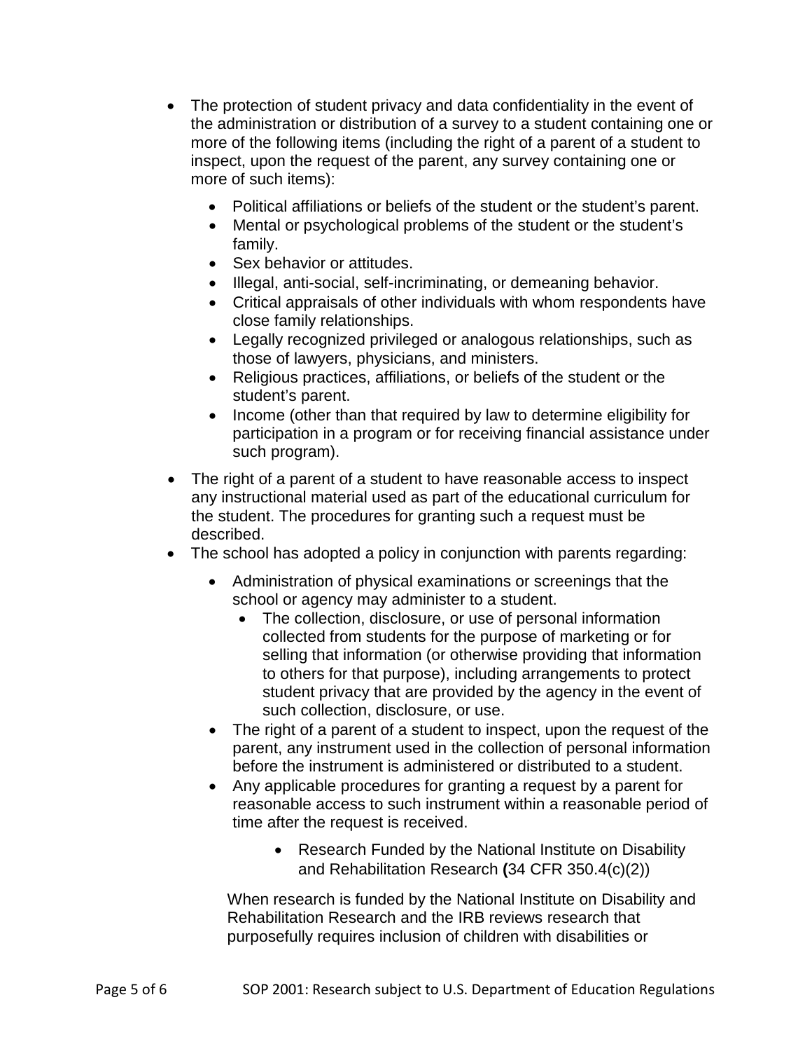- The protection of student privacy and data confidentiality in the event of the administration or distribution of a survey to a student containing one or more of the following items (including the right of a parent of a student to inspect, upon the request of the parent, any survey containing one or more of such items):
    - Political affiliations or beliefs of the student or the student's parent.
    - Mental or psychological problems of the student or the student's family.
    - Sex behavior or attitudes.
    - Illegal, anti-social, self-incriminating, or demeaning behavior.
    - Critical appraisals of other individuals with whom respondents have close family relationships.
    - Legally recognized privileged or analogous relationships, such as those of lawyers, physicians, and ministers.
    - Religious practices, affiliations, or beliefs of the student or the student's parent.
    - Income (other than that required by law to determine eligibility for participation in a program or for receiving financial assistance under such program).
- The right of a parent of a student to have reasonable access to inspect any instructional material used as part of the educational curriculum for the student. The procedures for granting such a request must be described.
- The school has adopted a policy in conjunction with parents regarding:
    - Administration of physical examinations or screenings that the school or agency may administer to a student.
        - The collection, disclosure, or use of personal information collected from students for the purpose of marketing or for selling that information (or otherwise providing that information to others for that purpose), including arrangements to protect student privacy that are provided by the agency in the event of such collection, disclosure, or use.
    - The right of a parent of a student to inspect, upon the request of the parent, any instrument used in the collection of personal information before the instrument is administered or distributed to a student.
    - Any applicable procedures for granting a request by a parent for reasonable access to such instrument within a reasonable period of time after the request is received.
        - Research Funded by the National Institute on Disability and Rehabilitation Research **(**34 CFR 350.4(c)(2))

When research is funded by the National Institute on Disability and Rehabilitation Research and the IRB reviews research that purposefully requires inclusion of children with disabilities or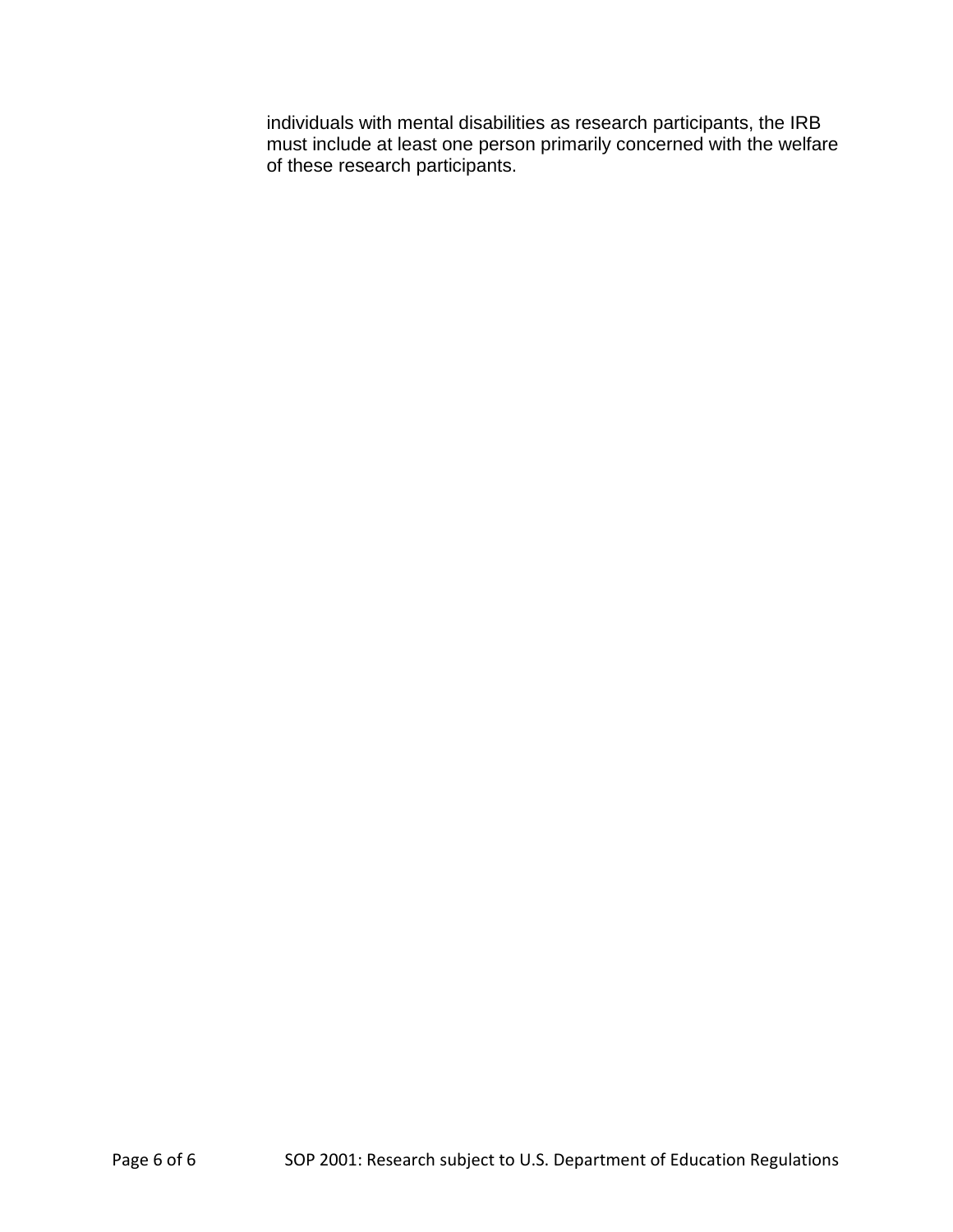individuals with mental disabilities as research participants, the IRB must include at least one person primarily concerned with the welfare of these research participants.